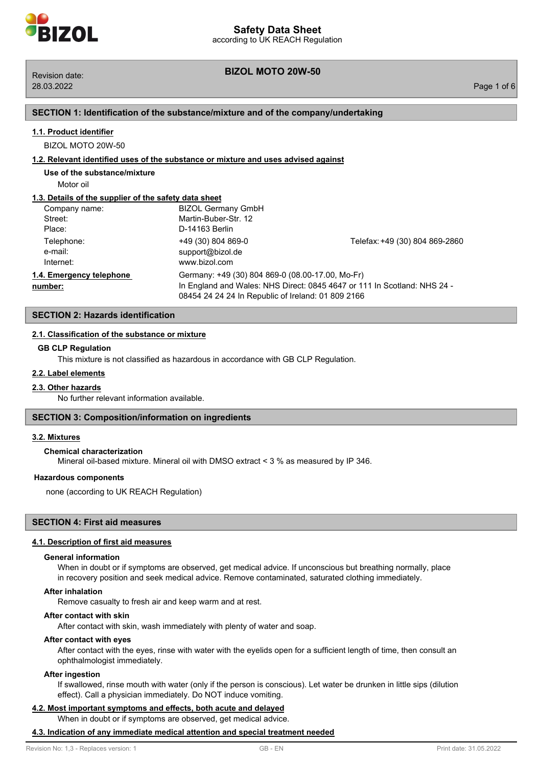# Safety Data Sheet

according to UK REACH Regulation

**BIZOL MOTO 20W-50**

Revision date: 28.03.2022

## SECTION 1: Identification of the substance/mixture and of the company/undertaking

### 1.1. Product identifier

BIZOL MOTO 20W-50

### 1.2. Relevant identified uses of the substance or mixture and uses advised against

**Use of the substance/mixture**

Motor oil

### 1.3. Details of the supplier of the safety data sheet

| | | |
|---|---|---|
| Company name: | BIZOL Germany GmbH | |
| Street: | Martin-Buber-Str. 12 | |
| Place: | D-14163 Berlin | |
| Telephone: | +49 (30) 804 869-0 | Telefax: +49 (30) 804 869-2860 |
| e-mail: | support@bizol.de | |
| Internet: | www.bizol.com | |

### 1.4. Emergency telephone number:

Germany: +49 (30) 804 869-0 (08.00-17.00, Mo-Fr)
In England and Wales: NHS Direct: 0845 4647 or 111 In Scotland: NHS 24 - 08454 24 24 24 In Republic of Ireland: 01 809 2166

## SECTION 2: Hazards identification

### 2.1. Classification of the substance or mixture

**GB CLP Regulation**

This mixture is not classified as hazardous in accordance with GB CLP Regulation.

### 2.2. Label elements

### 2.3. Other hazards

No further relevant information available.

## SECTION 3: Composition/information on ingredients

### 3.2. Mixtures

**Chemical characterization**

Mineral oil-based mixture. Mineral oil with DMSO extract < 3 % as measured by IP 346.

**Hazardous components**

none (according to UK REACH Regulation)

## SECTION 4: First aid measures

### 4.1. Description of first aid measures

**General information**

When in doubt or if symptoms are observed, get medical advice. If unconscious but breathing normally, place in recovery position and seek medical advice. Remove contaminated, saturated clothing immediately.

**After inhalation**

Remove casualty to fresh air and keep warm and at rest.

**After contact with skin**

After contact with skin, wash immediately with plenty of water and soap.

**After contact with eyes**

After contact with the eyes, rinse with water with the eyelids open for a sufficient length of time, then consult an ophthalmologist immediately.

**After ingestion**

If swallowed, rinse mouth with water (only if the person is conscious). Let water be drunken in little sips (dilution effect). Call a physician immediately. Do NOT induce vomiting.

### 4.2. Most important symptoms and effects, both acute and delayed

When in doubt or if symptoms are observed, get medical advice.

### 4.3. Indication of any immediate medical attention and special treatment needed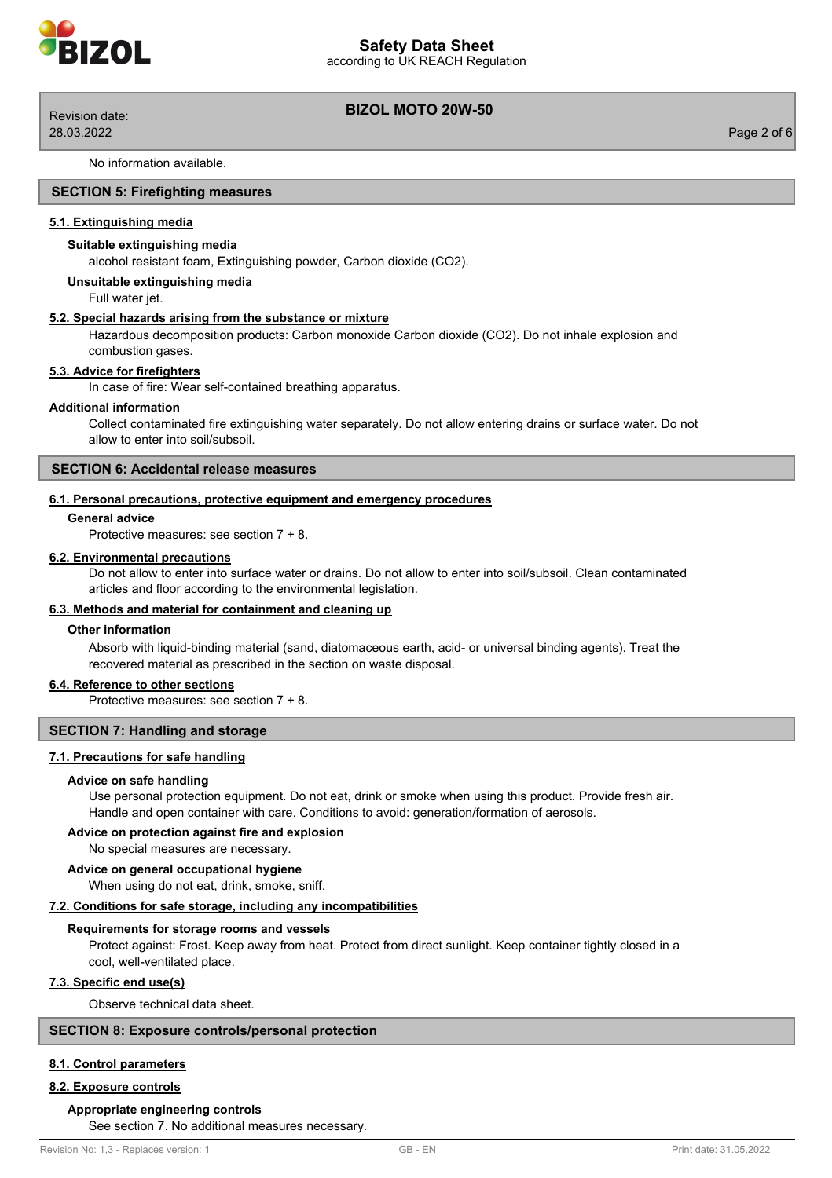No information available.

## SECTION 5: Firefighting measures

### 5.1. Extinguishing media

**Suitable extinguishing media**

alcohol resistant foam, Extinguishing powder, Carbon dioxide ($CO_2$).

**Unsuitable extinguishing media**

Full water jet.

### 5.2. Special hazards arising from the substance or mixture

Hazardous decomposition products: Carbon monoxide Carbon dioxide ($CO_2$). Do not inhale explosion and combustion gases.

### 5.3. Advice for firefighters

In case of fire: Wear self-contained breathing apparatus.

**Additional information**

Collect contaminated fire extinguishing water separately. Do not allow entering drains or surface water. Do not allow to enter into soil/subsoil.

## SECTION 6: Accidental release measures

### 6.1. Personal precautions, protective equipment and emergency procedures

**General advice**

Protective measures: see section 7 + 8.

### 6.2. Environmental precautions

Do not allow to enter into surface water or drains. Do not allow to enter into soil/subsoil. Clean contaminated articles and floor according to the environmental legislation.

### 6.3. Methods and material for containment and cleaning up

**Other information**

Absorb with liquid-binding material (sand, diatomaceous earth, acid- or universal binding agents). Treat the recovered material as prescribed in the section on waste disposal.

### 6.4. Reference to other sections

Protective measures: see section 7 + 8.

## SECTION 7: Handling and storage

### 7.1. Precautions for safe handling

**Advice on safe handling**

Use personal protection equipment. Do not eat, drink or smoke when using this product. Provide fresh air. Handle and open container with care. Conditions to avoid: generation/formation of aerosols.

**Advice on protection against fire and explosion**

No special measures are necessary.

**Advice on general occupational hygiene**

When using do not eat, drink, smoke, sniff.

### 7.2. Conditions for safe storage, including any incompatibilities

**Requirements for storage rooms and vessels**

Protect against: Frost. Keep away from heat. Protect from direct sunlight. Keep container tightly closed in a cool, well-ventilated place.

### 7.3. Specific end use(s)

Observe technical data sheet.

## SECTION 8: Exposure controls/personal protection

### 8.1. Control parameters

### 8.2. Exposure controls

**Appropriate engineering controls**

See section 7. No additional measures necessary.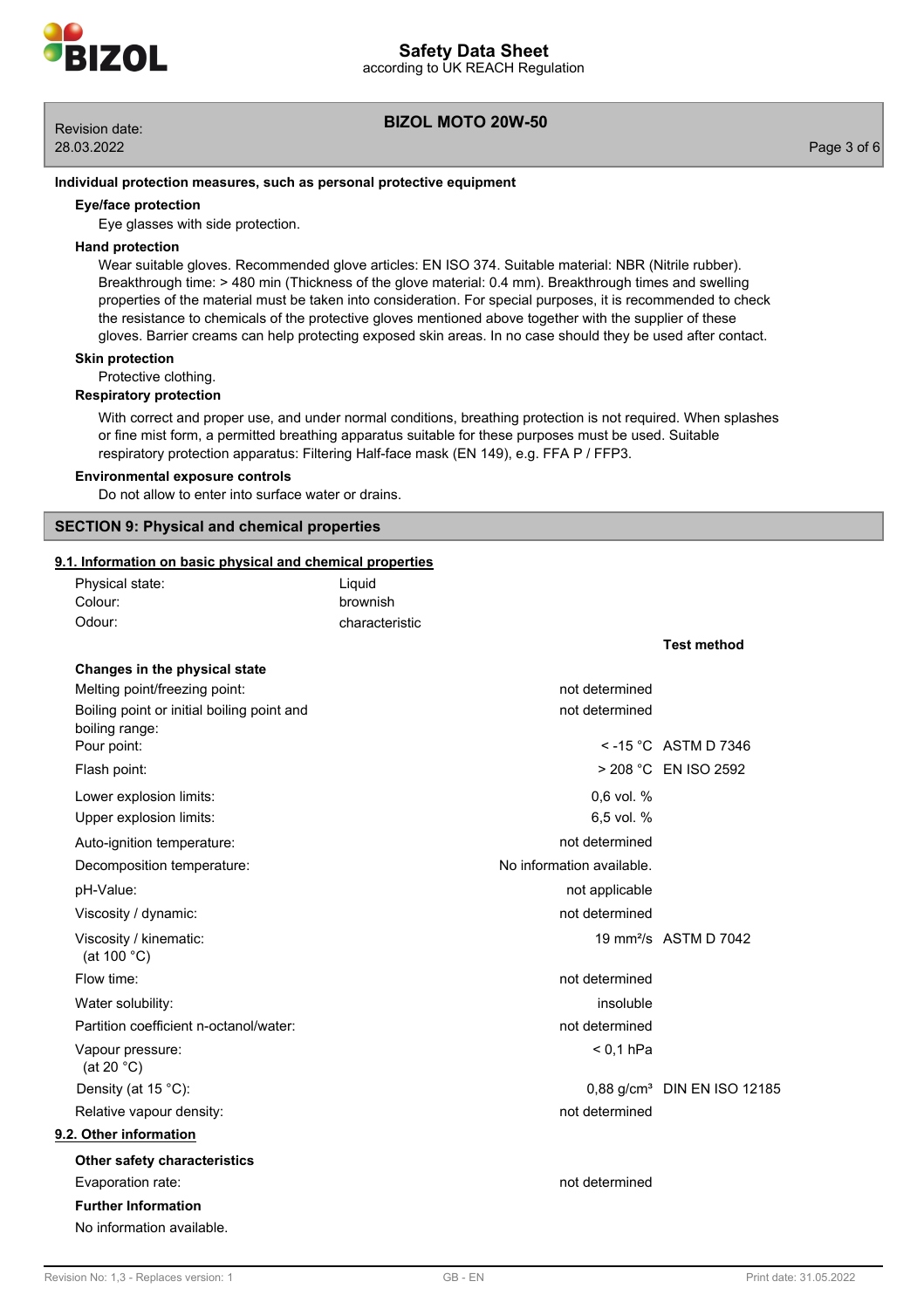**Individual protection measures, such as personal protective equipment**

**Eye/face protection**

Eye glasses with side protection.

**Hand protection**

Wear suitable gloves. Recommended glove articles: EN ISO 374. Suitable material: NBR (Nitrile rubber). Breakthrough time: > 480 min (Thickness of the glove material: 0.4 mm). Breakthrough times and swelling properties of the material must be taken into consideration. For special purposes, it is recommended to check the resistance to chemicals of the protective gloves mentioned above together with the supplier of these gloves. Barrier creams can help protecting exposed skin areas. In no case should they be used after contact.

**Skin protection**

Protective clothing.

**Respiratory protection**

With correct and proper use, and under normal conditions, breathing protection is not required. When splashes or fine mist form, a permitted breathing apparatus suitable for these purposes must be used. Suitable respiratory protection apparatus: Filtering Half-face mask (EN 149), e.g. FFA P / FFP3.

**Environmental exposure controls**

Do not allow to enter into surface water or drains.

## SECTION 9: Physical and chemical properties

### 9.1. Information on basic physical and chemical properties

| | |
|---|---|
| Physical state: | Liquid |
| Colour: | brownish |
| Odour: | characteristic |

| | | Test method |
|---|---|---|
| **Changes in the physical state** | | |
| Melting point/freezing point: | not determined | |
| Boiling point or initial boiling point and boiling range: | not determined | |
| Pour point: | < -15 °C | ASTM D 7346 |
| Flash point: | > 208 °C | EN ISO 2592 |
| Lower explosion limits: | 0,6 vol. % | |
| Upper explosion limits: | 6,5 vol. % | |
| Auto-ignition temperature: | not determined | |
| Decomposition temperature: | No information available. | |
| pH-Value: | not applicable | |
| Viscosity / dynamic: | not determined | |
| Viscosity / kinematic: (at 100 °C) | 19 mm²/s | ASTM D 7042 |
| Flow time: | not determined | |
| Water solubility: | insoluble | |
| Partition coefficient n-octanol/water: | not determined | |
| Vapour pressure: (at 20 °C) | < 0,1 hPa | |
| Density (at 15 °C): | 0,88 g/cm³ | DIN EN ISO 12185 |
| Relative vapour density: | not determined | |

### 9.2. Other information

**Other safety characteristics**

| | |
|---|---|
| Evaporation rate: | not determined |

**Further Information**

No information available.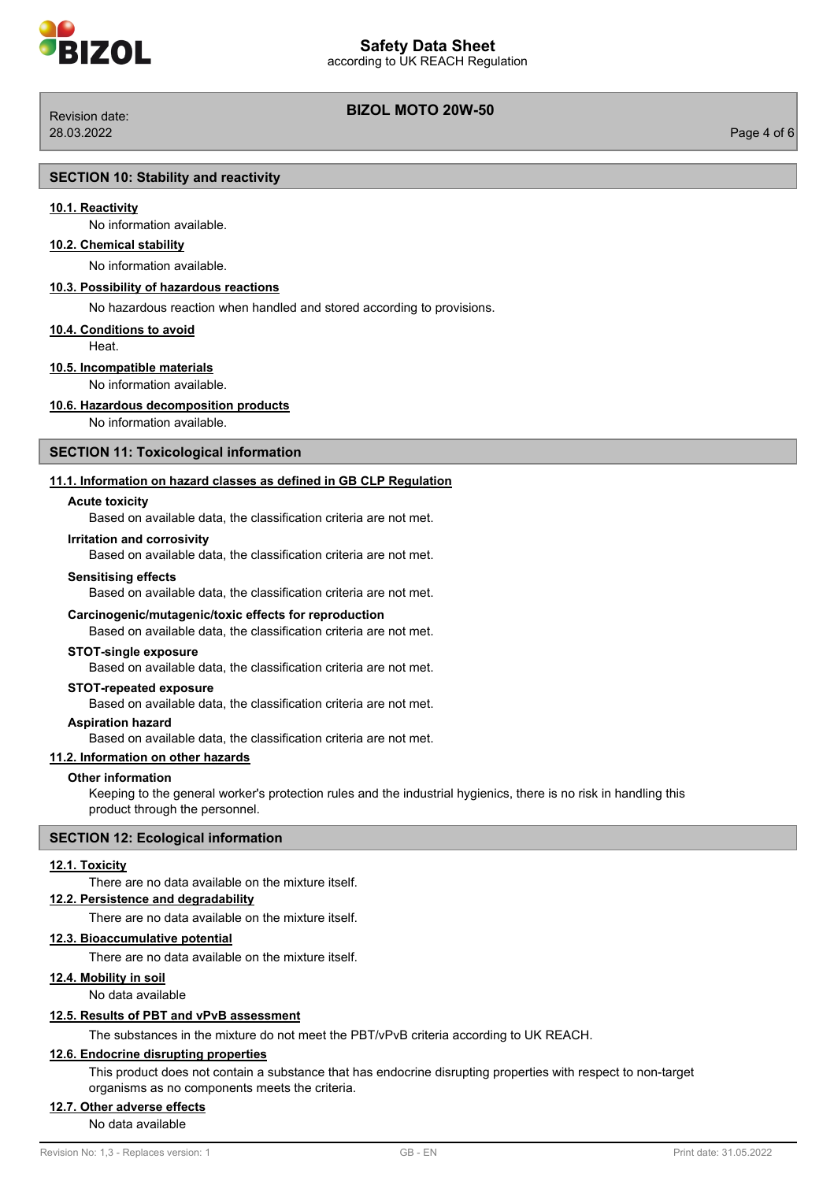## SECTION 10: Stability and reactivity

### 10.1. Reactivity

No information available.

### 10.2. Chemical stability

No information available.

### 10.3. Possibility of hazardous reactions

No hazardous reaction when handled and stored according to provisions.

### 10.4. Conditions to avoid

Heat.

### 10.5. Incompatible materials

No information available.

### 10.6. Hazardous decomposition products

No information available.

## SECTION 11: Toxicological information

### 11.1. Information on hazard classes as defined in GB CLP Regulation

**Acute toxicity**

Based on available data, the classification criteria are not met.

**Irritation and corrosivity**

Based on available data, the classification criteria are not met.

**Sensitising effects**

Based on available data, the classification criteria are not met.

**Carcinogenic/mutagenic/toxic effects for reproduction**

Based on available data, the classification criteria are not met.

**STOT-single exposure**

Based on available data, the classification criteria are not met.

**STOT-repeated exposure**

Based on available data, the classification criteria are not met.

**Aspiration hazard**

Based on available data, the classification criteria are not met.

### 11.2. Information on other hazards

**Other information**

Keeping to the general worker's protection rules and the industrial hygienics, there is no risk in handling this product through the personnel.

## SECTION 12: Ecological information

### 12.1. Toxicity

There are no data available on the mixture itself.

### 12.2. Persistence and degradability

There are no data available on the mixture itself.

### 12.3. Bioaccumulative potential

There are no data available on the mixture itself.

### 12.4. Mobility in soil

No data available

### 12.5. Results of PBT and vPvB assessment

The substances in the mixture do not meet the PBT/vPvB criteria according to UK REACH.

### 12.6. Endocrine disrupting properties

This product does not contain a substance that has endocrine disrupting properties with respect to non-target organisms as no components meets the criteria.

### 12.7. Other adverse effects

No data available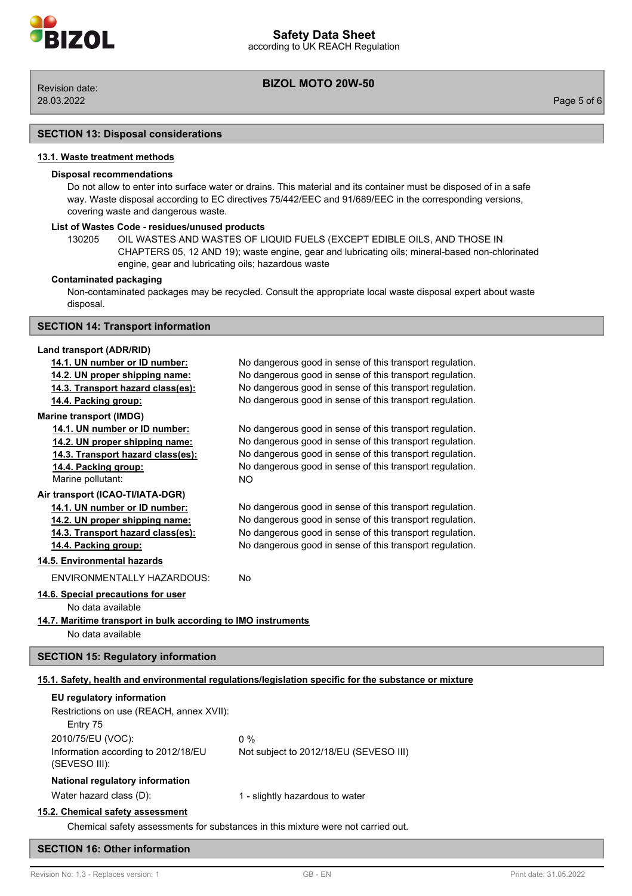## SECTION 13: Disposal considerations

### 13.1. Waste treatment methods

**Disposal recommendations**

Do not allow to enter into surface water or drains. This material and its container must be disposed of in a safe way. Waste disposal according to EC directives 75/442/EEC and 91/689/EEC in the corresponding versions, covering waste and dangerous waste.

**List of Wastes Code - residues/unused products**

130205 OIL WASTES AND WASTES OF LIQUID FUELS (EXCEPT EDIBLE OILS, AND THOSE IN CHAPTERS 05, 12 AND 19); waste engine, gear and lubricating oils; mineral-based non-chlorinated engine, gear and lubricating oils; hazardous waste

**Contaminated packaging**

Non-contaminated packages may be recycled. Consult the appropriate local waste disposal expert about waste disposal.

## SECTION 14: Transport information

**Land transport (ADR/RID)**

| | |
|---|---|
| 14.1. UN number or ID number: | No dangerous good in sense of this transport regulation. |
| 14.2. UN proper shipping name: | No dangerous good in sense of this transport regulation. |
| 14.3. Transport hazard class(es): | No dangerous good in sense of this transport regulation. |
| 14.4. Packing group: | No dangerous good in sense of this transport regulation. |

**Marine transport (IMDG)**

| | |
|---|---|
| 14.1. UN number or ID number: | No dangerous good in sense of this transport regulation. |
| 14.2. UN proper shipping name: | No dangerous good in sense of this transport regulation. |
| 14.3. Transport hazard class(es): | No dangerous good in sense of this transport regulation. |
| 14.4. Packing group: | No dangerous good in sense of this transport regulation. |
| Marine pollutant: | NO |

**Air transport (ICAO-TI/IATA-DGR)**

| | |
|---|---|
| 14.1. UN number or ID number: | No dangerous good in sense of this transport regulation. |
| 14.2. UN proper shipping name: | No dangerous good in sense of this transport regulation. |
| 14.3. Transport hazard class(es): | No dangerous good in sense of this transport regulation. |
| 14.4. Packing group: | No dangerous good in sense of this transport regulation. |

### 14.5. Environmental hazards

ENVIRONMENTALLY HAZARDOUS: No

### 14.6. Special precautions for user

No data available

### 14.7. Maritime transport in bulk according to IMO instruments

No data available

## SECTION 15: Regulatory information

### 15.1. Safety, health and environmental regulations/legislation specific for the substance or mixture

**EU regulatory information**

Restrictions on use (REACH, annex XVII):
Entry 75

| | |
|---|---|
| 2010/75/EU (VOC): | 0 % |
| Information according to 2012/18/EU (SEVESO III): | Not subject to 2012/18/EU (SEVESO III) |

**National regulatory information**

Water hazard class (D): 1 - slightly hazardous to water

### 15.2. Chemical safety assessment

Chemical safety assessments for substances in this mixture were not carried out.

## SECTION 16: Other information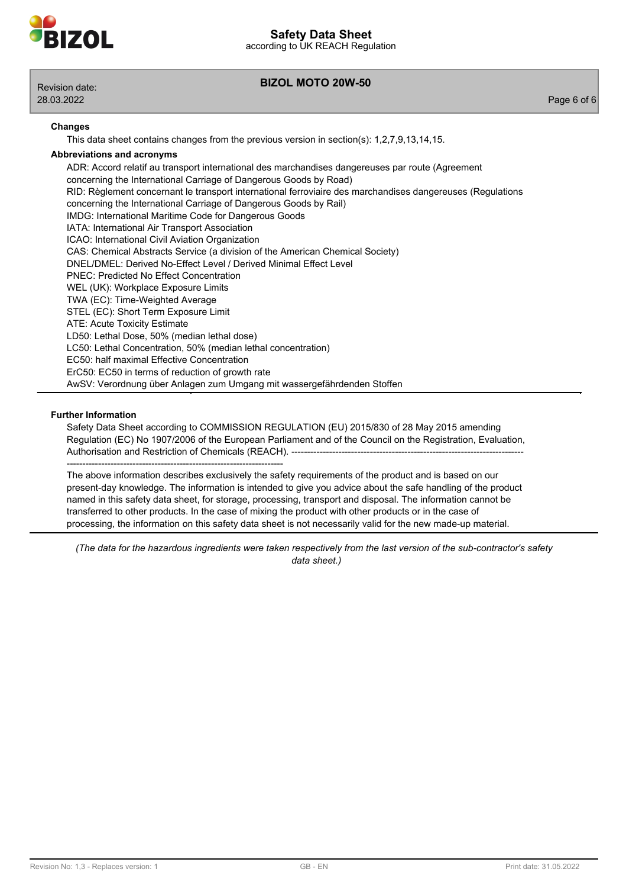**Changes**

This data sheet contains changes from the previous version in section(s): 1,2,7,9,13,14,15.

**Abbreviations and acronyms**

ADR: Accord relatif au transport international des marchandises dangereuses par route (Agreement concerning the International Carriage of Dangerous Goods by Road)
RID: Règlement concernant le transport international ferroviaire des marchandises dangereuses (Regulations concerning the International Carriage of Dangerous Goods by Rail)
IMDG: International Maritime Code for Dangerous Goods
IATA: International Air Transport Association
ICAO: International Civil Aviation Organization
CAS: Chemical Abstracts Service (a division of the American Chemical Society)
DNEL/DMEL: Derived No-Effect Level / Derived Minimal Effect Level
PNEC: Predicted No Effect Concentration
WEL (UK): Workplace Exposure Limits
TWA (EC): Time-Weighted Average
STEL (EC): Short Term Exposure Limit
ATE: Acute Toxicity Estimate
LD50: Lethal Dose, 50% (median lethal dose)
LC50: Lethal Concentration, 50% (median lethal concentration)
EC50: half maximal Effective Concentration
ErC50: EC50 in terms of reduction of growth rate
AwSV: Verordnung über Anlagen zum Umgang mit wassergefährdenden Stoffen

---

**Further Information**

Safety Data Sheet according to COMMISSION REGULATION (EU) 2015/830 of 28 May 2015 amending Regulation (EC) No 1907/2006 of the European Parliament and of the Council on the Registration, Evaluation, Authorisation and Restriction of Chemicals (REACH). ---------------------------------------------------------------------------------------------------------------------------------------------------

The above information describes exclusively the safety requirements of the product and is based on our present-day knowledge. The information is intended to give you advice about the safe handling of the product named in this safety data sheet, for storage, processing, transport and disposal. The information cannot be transferred to other products. In the case of mixing the product with other products or in the case of processing, the information on this safety data sheet is not necessarily valid for the new made-up material.

---

*(The data for the hazardous ingredients were taken respectively from the last version of the sub-contractor's safety data sheet.)*